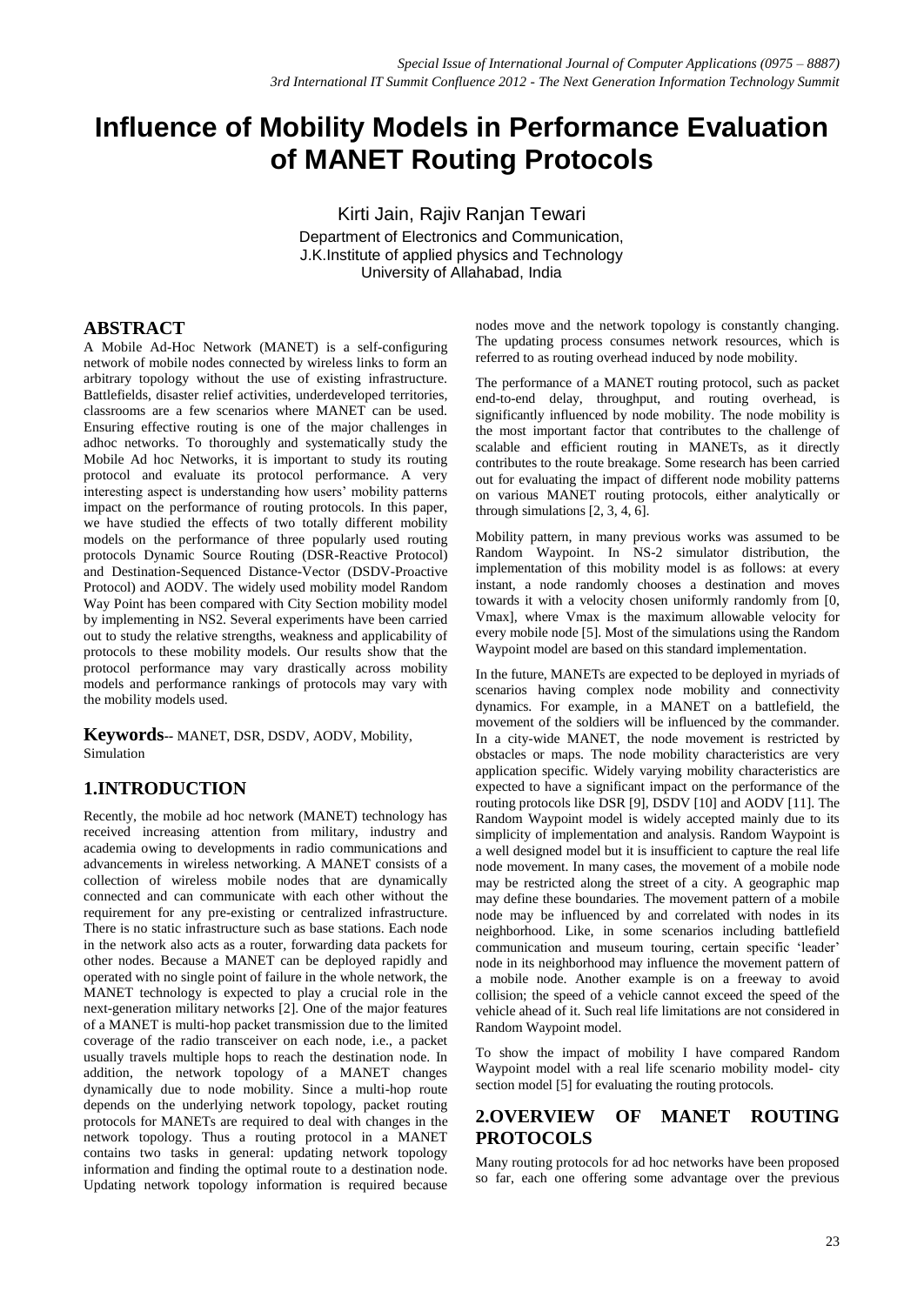# Influence of Mobility Models in Performance Evaluation of MANET Routing Protocols

Kirti Jain, Rajiv Ranjan Tewari
Department of Electronics and Communication,
J.K.Institute of applied physics and Technology
University of Allahabad, India

## ABSTRACT

A Mobile Ad-Hoc Network (MANET) is a self-configuring network of mobile nodes connected by wireless links to form an arbitrary topology without the use of existing infrastructure. Battlefields, disaster relief activities, underdeveloped territories, classrooms are a few scenarios where MANET can be used. Ensuring effective routing is one of the major challenges in adhoc networks. To thoroughly and systematically study the Mobile Ad hoc Networks, it is important to study its routing protocol and evaluate its protocol performance. A very interesting aspect is understanding how users' mobility patterns impact on the performance of routing protocols. In this paper, we have studied the effects of two totally different mobility models on the performance of three popularly used routing protocols Dynamic Source Routing (DSR-Reactive Protocol) and Destination-Sequenced Distance-Vector (DSDV-Proactive Protocol) and AODV. The widely used mobility model Random Way Point has been compared with City Section mobility model by implementing in NS2. Several experiments have been carried out to study the relative strengths, weakness and applicability of protocols to these mobility models. Our results show that the protocol performance may vary drastically across mobility models and performance rankings of protocols may vary with the mobility models used.

**Keywords**-- MANET, DSR, DSDV, AODV, Mobility, Simulation

## 1.INTRODUCTION

Recently, the mobile ad hoc network (MANET) technology has received increasing attention from military, industry and academia owing to developments in radio communications and advancements in wireless networking. A MANET consists of a collection of wireless mobile nodes that are dynamically connected and can communicate with each other without the requirement for any pre-existing or centralized infrastructure. There is no static infrastructure such as base stations. Each node in the network also acts as a router, forwarding data packets for other nodes. Because a MANET can be deployed rapidly and operated with no single point of failure in the whole network, the MANET technology is expected to play a crucial role in the next-generation military networks [2]. One of the major features of a MANET is multi-hop packet transmission due to the limited coverage of the radio transceiver on each node, i.e., a packet usually travels multiple hops to reach the destination node. In addition, the network topology of a MANET changes dynamically due to node mobility. Since a multi-hop route depends on the underlying network topology, packet routing protocols for MANETs are required to deal with changes in the network topology. Thus a routing protocol in a MANET contains two tasks in general: updating network topology information and finding the optimal route to a destination node. Updating network topology information is required because nodes move and the network topology is constantly changing. The updating process consumes network resources, which is referred to as routing overhead induced by node mobility.

The performance of a MANET routing protocol, such as packet end-to-end delay, throughput, and routing overhead, is significantly influenced by node mobility. The node mobility is the most important factor that contributes to the challenge of scalable and efficient routing in MANETs, as it directly contributes to the route breakage. Some research has been carried out for evaluating the impact of different node mobility patterns on various MANET routing protocols, either analytically or through simulations [2, 3, 4, 6].

Mobility pattern, in many previous works was assumed to be Random Waypoint. In NS-2 simulator distribution, the implementation of this mobility model is as follows: at every instant, a node randomly chooses a destination and moves towards it with a velocity chosen uniformly randomly from [0, Vmax], where Vmax is the maximum allowable velocity for every mobile node [5]. Most of the simulations using the Random Waypoint model are based on this standard implementation.

In the future, MANETs are expected to be deployed in myriads of scenarios having complex node mobility and connectivity dynamics. For example, in a MANET on a battlefield, the movement of the soldiers will be influenced by the commander. In a city-wide MANET, the node movement is restricted by obstacles or maps. The node mobility characteristics are very application specific. Widely varying mobility characteristics are expected to have a significant impact on the performance of the routing protocols like DSR [9], DSDV [10] and AODV [11]. The Random Waypoint model is widely accepted mainly due to its simplicity of implementation and analysis. Random Waypoint is a well designed model but it is insufficient to capture the real life node movement. In many cases, the movement of a mobile node may be restricted along the street of a city. A geographic map may define these boundaries. The movement pattern of a mobile node may be influenced by and correlated with nodes in its neighborhood. Like, in some scenarios including battlefield communication and museum touring, certain specific 'leader' node in its neighborhood may influence the movement pattern of a mobile node. Another example is on a freeway to avoid collision; the speed of a vehicle cannot exceed the speed of the vehicle ahead of it. Such real life limitations are not considered in Random Waypoint model.

To show the impact of mobility I have compared Random Waypoint model with a real life scenario mobility model- city section model [5] for evaluating the routing protocols.

## 2.OVERVIEW OF MANET ROUTING PROTOCOLS

Many routing protocols for ad hoc networks have been proposed so far, each one offering some advantage over the previous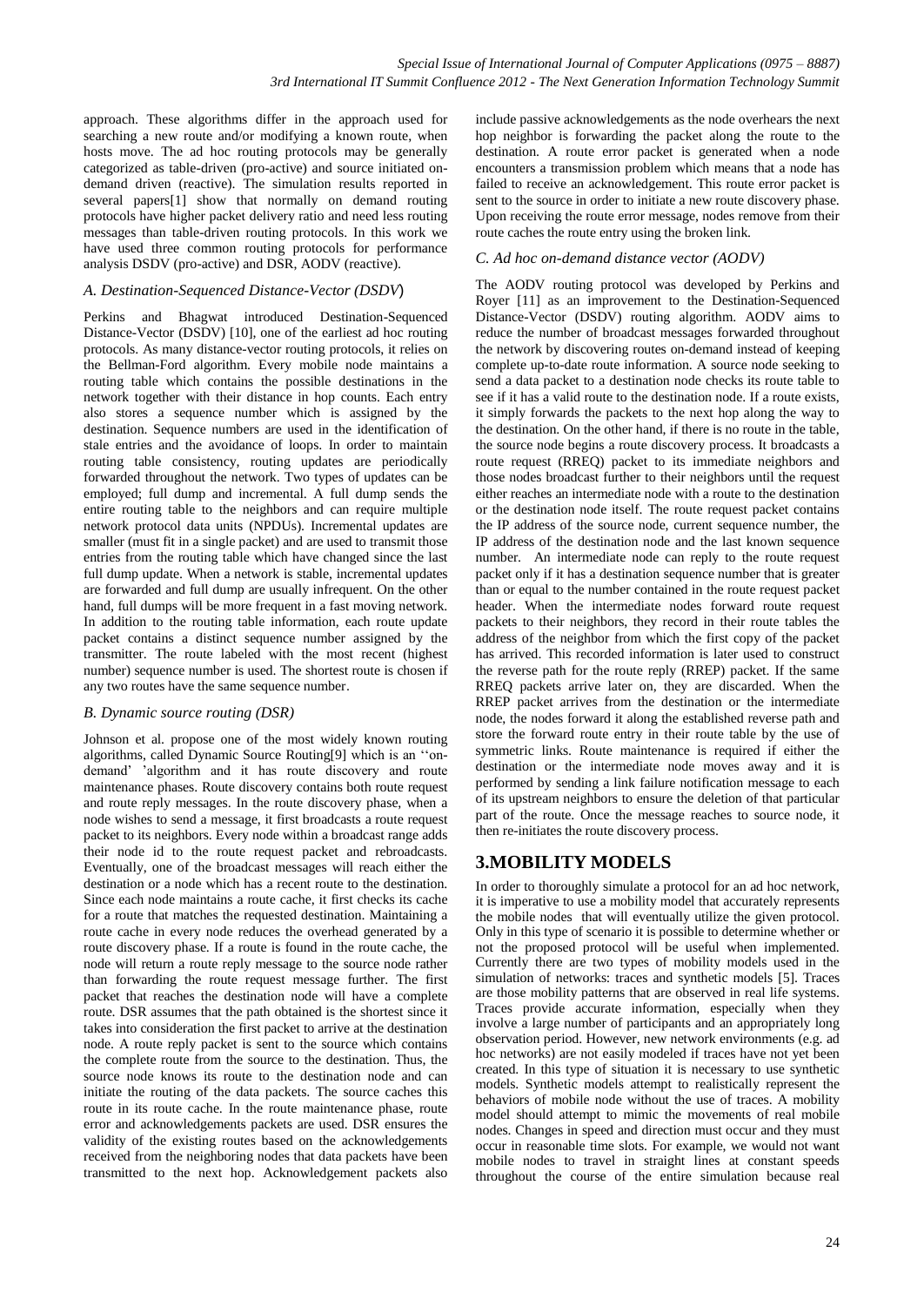approach. These algorithms differ in the approach used for searching a new route and/or modifying a known route, when hosts move. The ad hoc routing protocols may be generally categorized as table-driven (pro-active) and source initiated on-demand driven (reactive). The simulation results reported in several papers[1] show that normally on demand routing protocols have higher packet delivery ratio and need less routing messages than table-driven routing protocols. In this work we have used three common routing protocols for performance analysis DSDV (pro-active) and DSR, AODV (reactive).

### *A. Destination-Sequenced Distance-Vector (DSDV*)

Perkins and Bhagwat introduced Destination-Sequenced Distance-Vector (DSDV) [10], one of the earliest ad hoc routing protocols. As many distance-vector routing protocols, it relies on the Bellman-Ford algorithm. Every mobile node maintains a routing table which contains the possible destinations in the network together with their distance in hop counts. Each entry also stores a sequence number which is assigned by the destination. Sequence numbers are used in the identification of stale entries and the avoidance of loops. In order to maintain routing table consistency, routing updates are periodically forwarded throughout the network. Two types of updates can be employed; full dump and incremental. A full dump sends the entire routing table to the neighbors and can require multiple network protocol data units (NPDUs). Incremental updates are smaller (must fit in a single packet) and are used to transmit those entries from the routing table which have changed since the last full dump update. When a network is stable, incremental updates are forwarded and full dump are usually infrequent. On the other hand, full dumps will be more frequent in a fast moving network. In addition to the routing table information, each route update packet contains a distinct sequence number assigned by the transmitter. The route labeled with the most recent (highest number) sequence number is used. The shortest route is chosen if any two routes have the same sequence number.

### *B. Dynamic source routing (DSR)*

Johnson et al. propose one of the most widely known routing algorithms, called Dynamic Source Routing[9] which is an ''on-demand' 'algorithm and it has route discovery and route maintenance phases. Route discovery contains both route request and route reply messages. In the route discovery phase, when a node wishes to send a message, it first broadcasts a route request packet to its neighbors. Every node within a broadcast range adds their node id to the route request packet and rebroadcasts. Eventually, one of the broadcast messages will reach either the destination or a node which has a recent route to the destination. Since each node maintains a route cache, it first checks its cache for a route that matches the requested destination. Maintaining a route cache in every node reduces the overhead generated by a route discovery phase. If a route is found in the route cache, the node will return a route reply message to the source node rather than forwarding the route request message further. The first packet that reaches the destination node will have a complete route. DSR assumes that the path obtained is the shortest since it takes into consideration the first packet to arrive at the destination node. A route reply packet is sent to the source which contains the complete route from the source to the destination. Thus, the source node knows its route to the destination node and can initiate the routing of the data packets. The source caches this route in its route cache. In the route maintenance phase, route error and acknowledgements packets are used. DSR ensures the validity of the existing routes based on the acknowledgements received from the neighboring nodes that data packets have been transmitted to the next hop. Acknowledgement packets also include passive acknowledgements as the node overhears the next hop neighbor is forwarding the packet along the route to the destination. A route error packet is generated when a node encounters a transmission problem which means that a node has failed to receive an acknowledgement. This route error packet is sent to the source in order to initiate a new route discovery phase. Upon receiving the route error message, nodes remove from their route caches the route entry using the broken link.

### *C. Ad hoc on-demand distance vector (AODV)*

The AODV routing protocol was developed by Perkins and Royer [11] as an improvement to the Destination-Sequenced Distance-Vector (DSDV) routing algorithm. AODV aims to reduce the number of broadcast messages forwarded throughout the network by discovering routes on-demand instead of keeping complete up-to-date route information. A source node seeking to send a data packet to a destination node checks its route table to see if it has a valid route to the destination node. If a route exists, it simply forwards the packets to the next hop along the way to the destination. On the other hand, if there is no route in the table, the source node begins a route discovery process. It broadcasts a route request (RREQ) packet to its immediate neighbors and those nodes broadcast further to their neighbors until the request either reaches an intermediate node with a route to the destination or the destination node itself. The route request packet contains the IP address of the source node, current sequence number, the IP address of the destination node and the last known sequence number. An intermediate node can reply to the route request packet only if it has a destination sequence number that is greater than or equal to the number contained in the route request packet header. When the intermediate nodes forward route request packets to their neighbors, they record in their route tables the address of the neighbor from which the first copy of the packet has arrived. This recorded information is later used to construct the reverse path for the route reply (RREP) packet. If the same RREQ packets arrive later on, they are discarded. When the RREP packet arrives from the destination or the intermediate node, the nodes forward it along the established reverse path and store the forward route entry in their route table by the use of symmetric links. Route maintenance is required if either the destination or the intermediate node moves away and it is performed by sending a link failure notification message to each of its upstream neighbors to ensure the deletion of that particular part of the route. Once the message reaches to source node, it then re-initiates the route discovery process.

## 3.MOBILITY MODELS

In order to thoroughly simulate a protocol for an ad hoc network, it is imperative to use a mobility model that accurately represents the mobile nodes that will eventually utilize the given protocol. Only in this type of scenario it is possible to determine whether or not the proposed protocol will be useful when implemented. Currently there are two types of mobility models used in the simulation of networks: traces and synthetic models [5]. Traces are those mobility patterns that are observed in real life systems. Traces provide accurate information, especially when they involve a large number of participants and an appropriately long observation period. However, new network environments (e.g. ad hoc networks) are not easily modeled if traces have not yet been created. In this type of situation it is necessary to use synthetic models. Synthetic models attempt to realistically represent the behaviors of mobile node without the use of traces. A mobility model should attempt to mimic the movements of real mobile nodes. Changes in speed and direction must occur and they must occur in reasonable time slots. For example, we would not want mobile nodes to travel in straight lines at constant speeds throughout the course of the entire simulation because real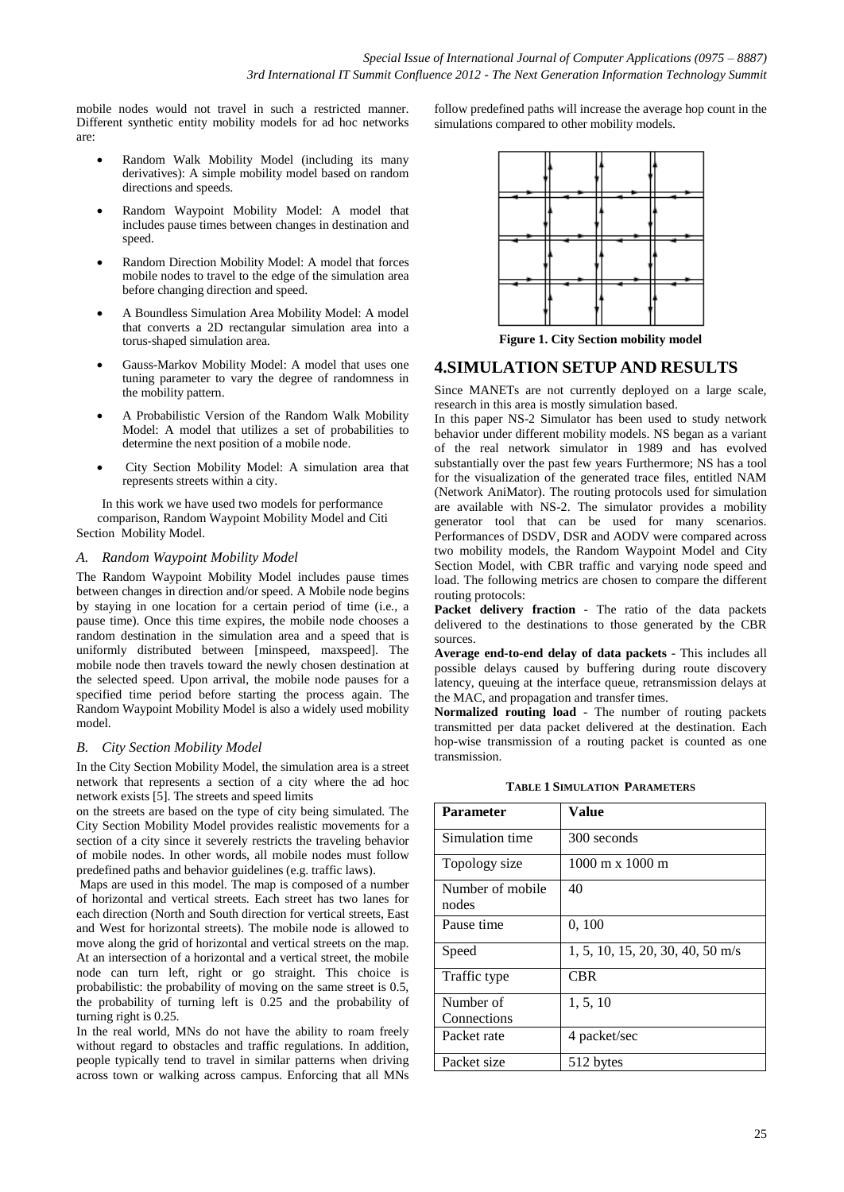mobile nodes would not travel in such a restricted manner. Different synthetic entity mobility models for ad hoc networks are:

- Random Walk Mobility Model (including its many derivatives): A simple mobility model based on random directions and speeds.
- Random Waypoint Mobility Model: A model that includes pause times between changes in destination and speed.
- Random Direction Mobility Model: A model that forces mobile nodes to travel to the edge of the simulation area before changing direction and speed.
- A Boundless Simulation Area Mobility Model: A model that converts a 2D rectangular simulation area into a torus-shaped simulation area.
- Gauss-Markov Mobility Model: A model that uses one tuning parameter to vary the degree of randomness in the mobility pattern.
- A Probabilistic Version of the Random Walk Mobility Model: A model that utilizes a set of probabilities to determine the next position of a mobile node.
- City Section Mobility Model: A simulation area that represents streets within a city.

In this work we have used two models for performance comparison, Random Waypoint Mobility Model and Citi Section Mobility Model.

### A. Random Waypoint Mobility Model

The Random Waypoint Mobility Model includes pause times between changes in direction and/or speed. A Mobile node begins by staying in one location for a certain period of time (i.e., a pause time). Once this time expires, the mobile node chooses a random destination in the simulation area and a speed that is uniformly distributed between [minspeed, maxspeed]. The mobile node then travels toward the newly chosen destination at the selected speed. Upon arrival, the mobile node pauses for a specified time period before starting the process again. The Random Waypoint Mobility Model is also a widely used mobility model.

### B. City Section Mobility Model

In the City Section Mobility Model, the simulation area is a street network that represents a section of a city where the ad hoc network exists [5]. The streets and speed limits on the streets are based on the type of city being simulated. The City Section Mobility Model provides realistic movements for a section of a city since it severely restricts the traveling behavior of mobile nodes. In other words, all mobile nodes must follow predefined paths and behavior guidelines (e.g. traffic laws).

Maps are used in this model. The map is composed of a number of horizontal and vertical streets. Each street has two lanes for each direction (North and South direction for vertical streets, East and West for horizontal streets). The mobile node is allowed to move along the grid of horizontal and vertical streets on the map. At an intersection of a horizontal and a vertical street, the mobile node can turn left, right or go straight. This choice is probabilistic: the probability of moving on the same street is 0.5, the probability of turning left is 0.25 and the probability of turning right is 0.25.

In the real world, MNs do not have the ability to roam freely without regard to obstacles and traffic regulations. In addition, people typically tend to travel in similar patterns when driving across town or walking across campus. Enforcing that all MNs follow predefined paths will increase the average hop count in the simulations compared to other mobility models.

**Figure 1. City Section mobility model**

## 4.SIMULATION SETUP AND RESULTS

Since MANETs are not currently deployed on a large scale, research in this area is mostly simulation based.

In this paper NS-2 Simulator has been used to study network behavior under different mobility models. NS began as a variant of the real network simulator in 1989 and has evolved substantially over the past few years Furthermore; NS has a tool for the visualization of the generated trace files, entitled NAM (Network AniMator). The routing protocols used for simulation are available with NS-2. The simulator provides a mobility generator tool that can be used for many scenarios. Performances of DSDV, DSR and AODV were compared across two mobility models, the Random Waypoint Model and City Section Model, with CBR traffic and varying node speed and load. The following metrics are chosen to compare the different routing protocols:

**Packet delivery fraction** - The ratio of the data packets delivered to the destinations to those generated by the CBR sources.

**Average end-to-end delay of data packets** - This includes all possible delays caused by buffering during route discovery latency, queuing at the interface queue, retransmission delays at the MAC, and propagation and transfer times.

**Normalized routing load** - The number of routing packets transmitted per data packet delivered at the destination. Each hop-wise transmission of a routing packet is counted as one transmission.

**TABLE 1 SIMULATION PARAMETERS**

| Parameter | Value |
|---|---|
| Simulation time | 300 seconds |
| Topology size | 1000 m x 1000 m |
| Number of mobile nodes | 40 |
| Pause time | 0, 100 |
| Speed | 1, 5, 10, 15, 20, 30, 40, 50 m/s |
| Traffic type | CBR |
| Number of Connections | 1, 5, 10 |
| Packet rate | 4 packet/sec |
| Packet size | 512 bytes |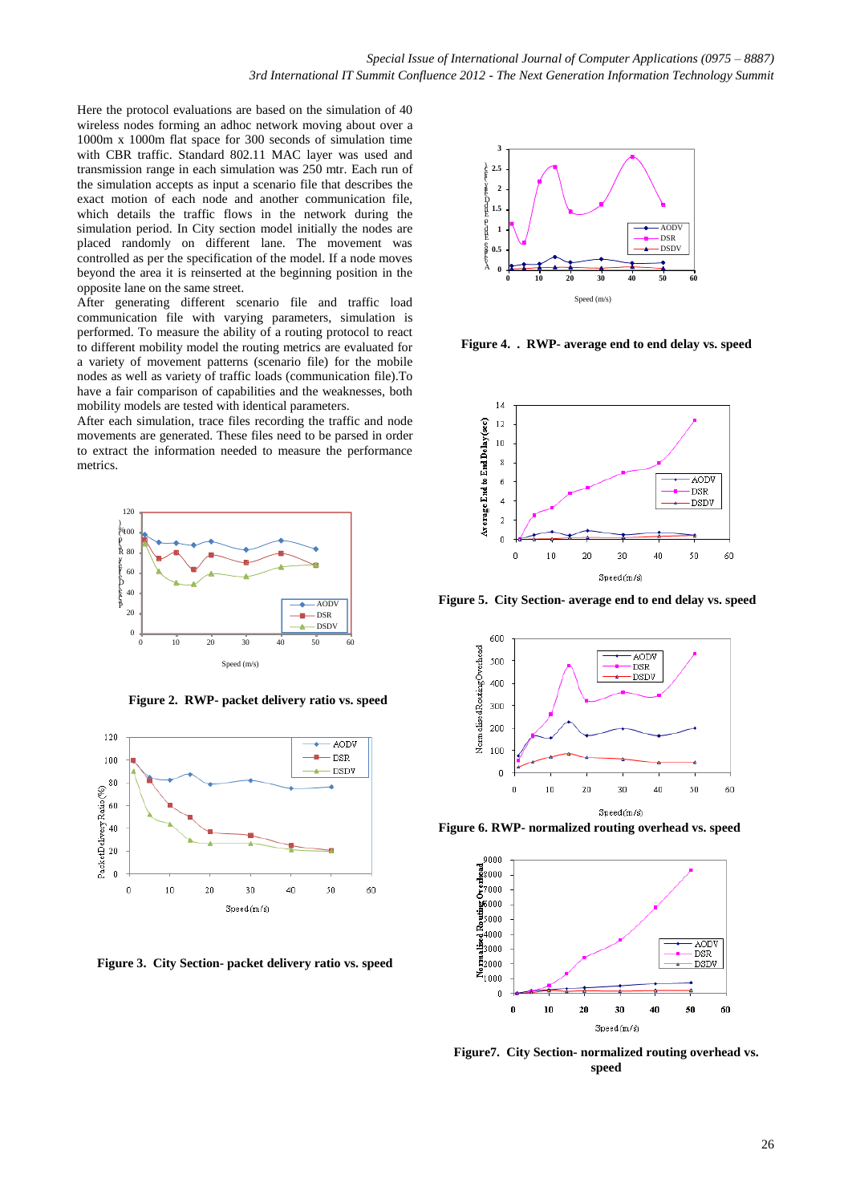Here the protocol evaluations are based on the simulation of 40 wireless nodes forming an adhoc network moving about over a 1000m x 1000m flat space for 300 seconds of simulation time with CBR traffic. Standard 802.11 MAC layer was used and transmission range in each simulation was 250 mtr. Each run of the simulation accepts as input a scenario file that describes the exact motion of each node and another communication file, which details the traffic flows in the network during the simulation period. In City section model initially the nodes are placed randomly on different lane. The movement was controlled as per the specification of the model. If a node moves beyond the area it is reinserted at the beginning position in the opposite lane on the same street.

After generating different scenario file and traffic load communication file with varying parameters, simulation is performed. To measure the ability of a routing protocol to react to different mobility model the routing metrics are evaluated for a variety of movement patterns (scenario file) for the mobile nodes as well as variety of traffic loads (communication file).To have a fair comparison of capabilities and the weaknesses, both mobility models are tested with identical parameters.

After each simulation, trace files recording the traffic and node movements are generated. These files need to be parsed in order to extract the information needed to measure the performance metrics.

**Figure 2. RWP- packet delivery ratio vs. speed**

**Figure 3. City Section- packet delivery ratio vs. speed**

**Figure 4. . RWP- average end to end delay vs. speed**

**Figure 5. City Section- average end to end delay vs. speed**

**Figure 6. RWP- normalized routing overhead vs. speed**

**Figure7. City Section- normalized routing overhead vs. speed**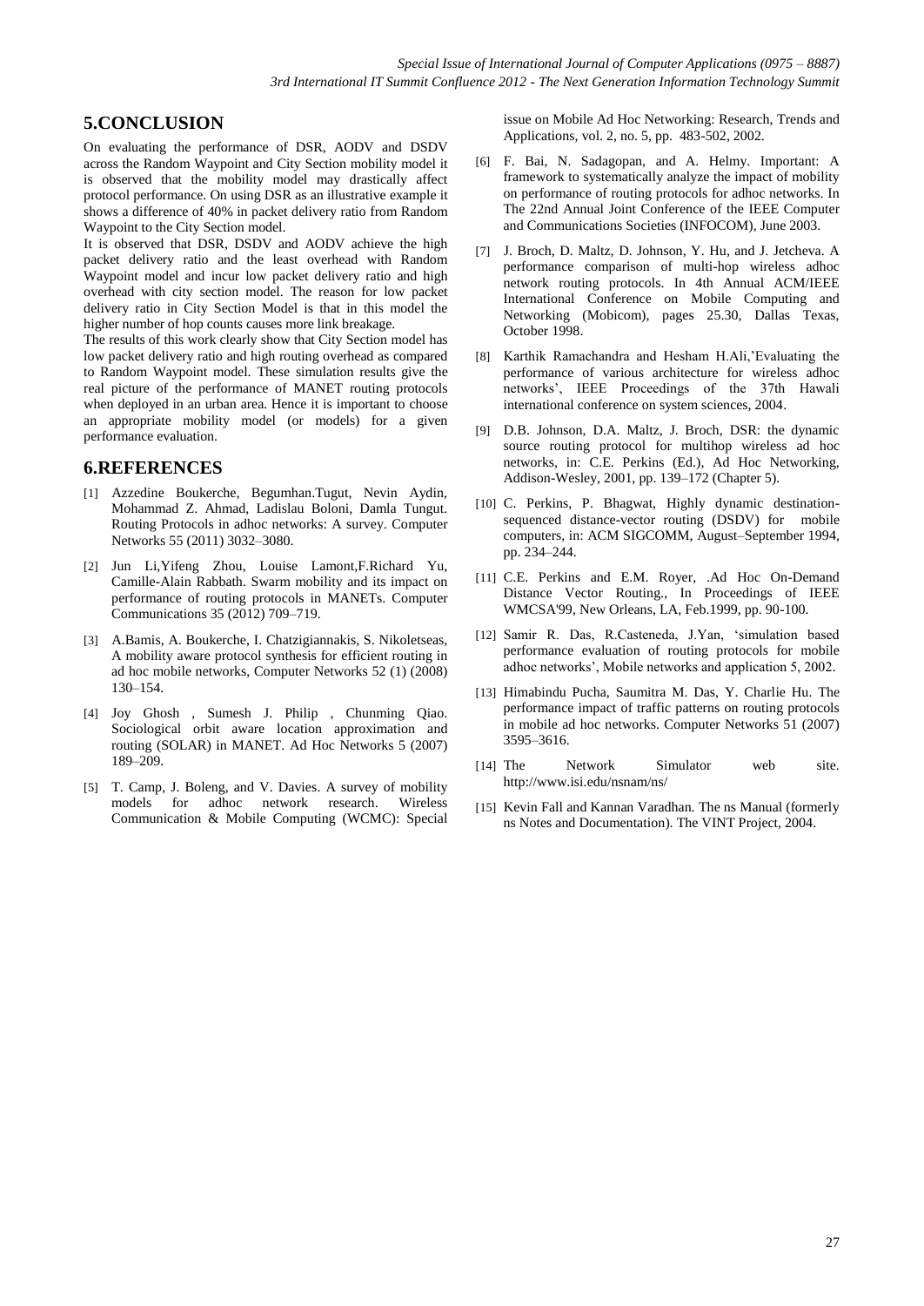## 5.CONCLUSION

On evaluating the performance of DSR, AODV and DSDV across the Random Waypoint and City Section mobility model it is observed that the mobility model may drastically affect protocol performance. On using DSR as an illustrative example it shows a difference of 40% in packet delivery ratio from Random Waypoint to the City Section model.

It is observed that DSR, DSDV and AODV achieve the high packet delivery ratio and the least overhead with Random Waypoint model and incur low packet delivery ratio and high overhead with city section model. The reason for low packet delivery ratio in City Section Model is that in this model the higher number of hop counts causes more link breakage.

The results of this work clearly show that City Section model has low packet delivery ratio and high routing overhead as compared to Random Waypoint model. These simulation results give the real picture of the performance of MANET routing protocols when deployed in an urban area. Hence it is important to choose an appropriate mobility model (or models) for a given performance evaluation.

## 6.REFERENCES

[1] Azzedine Boukerche, Begumhan.Tugut, Nevin Aydin, Mohammad Z. Ahmad, Ladislau Boloni, Damla Tungut. Routing Protocols in adhoc networks: A survey. Computer Networks 55 (2011) 3032–3080.

[2] Jun Li,Yifeng Zhou, Louise Lamont,F.Richard Yu, Camille-Alain Rabbath. Swarm mobility and its impact on performance of routing protocols in MANETs. Computer Communications 35 (2012) 709–719.

[3] A.Bamis, A. Boukerche, I. Chatzigiannakis, S. Nikoletseas, A mobility aware protocol synthesis for efficient routing in ad hoc mobile networks, Computer Networks 52 (1) (2008) 130–154.

[4] Joy Ghosh , Sumesh J. Philip , Chunming Qiao. Sociological orbit aware location approximation and routing (SOLAR) in MANET. Ad Hoc Networks 5 (2007) 189–209.

[5] T. Camp, J. Boleng, and V. Davies. A survey of mobility models for adhoc network research. Wireless Communication & Mobile Computing (WCMC): Special issue on Mobile Ad Hoc Networking: Research, Trends and Applications, vol. 2, no. 5, pp. 483-502, 2002.

[6] F. Bai, N. Sadagopan, and A. Helmy. Important: A framework to systematically analyze the impact of mobility on performance of routing protocols for adhoc networks. In The 22nd Annual Joint Conference of the IEEE Computer and Communications Societies (INFOCOM), June 2003.

[7] J. Broch, D. Maltz, D. Johnson, Y. Hu, and J. Jetcheva. A performance comparison of multi-hop wireless adhoc network routing protocols. In 4th Annual ACM/IEEE International Conference on Mobile Computing and Networking (Mobicom), pages 25.30, Dallas Texas, October 1998.

[8] Karthik Ramachandra and Hesham H.Ali,'Evaluating the performance of various architecture for wireless adhoc networks', IEEE Proceedings of the 37th Hawali international conference on system sciences, 2004.

[9] D.B. Johnson, D.A. Maltz, J. Broch, DSR: the dynamic source routing protocol for multihop wireless ad hoc networks, in: C.E. Perkins (Ed.), Ad Hoc Networking, Addison-Wesley, 2001, pp. 139–172 (Chapter 5).

[10] C. Perkins, P. Bhagwat, Highly dynamic destination-sequenced distance-vector routing (DSDV) for mobile computers, in: ACM SIGCOMM, August–September 1994, pp. 234–244.

[11] C.E. Perkins and E.M. Royer, .Ad Hoc On-Demand Distance Vector Routing., In Proceedings of IEEE WMCSA'99, New Orleans, LA, Feb.1999, pp. 90-100.

[12] Samir R. Das, R.Casteneda, J.Yan, 'simulation based performance evaluation of routing protocols for mobile adhoc networks', Mobile networks and application 5, 2002.

[13] Himabindu Pucha, Saumitra M. Das, Y. Charlie Hu. The performance impact of traffic patterns on routing protocols in mobile ad hoc networks. Computer Networks 51 (2007) 3595–3616.

[14] The Network Simulator web site. http://www.isi.edu/nsnam/ns/

[15] Kevin Fall and Kannan Varadhan. The ns Manual (formerly ns Notes and Documentation). The VINT Project, 2004.